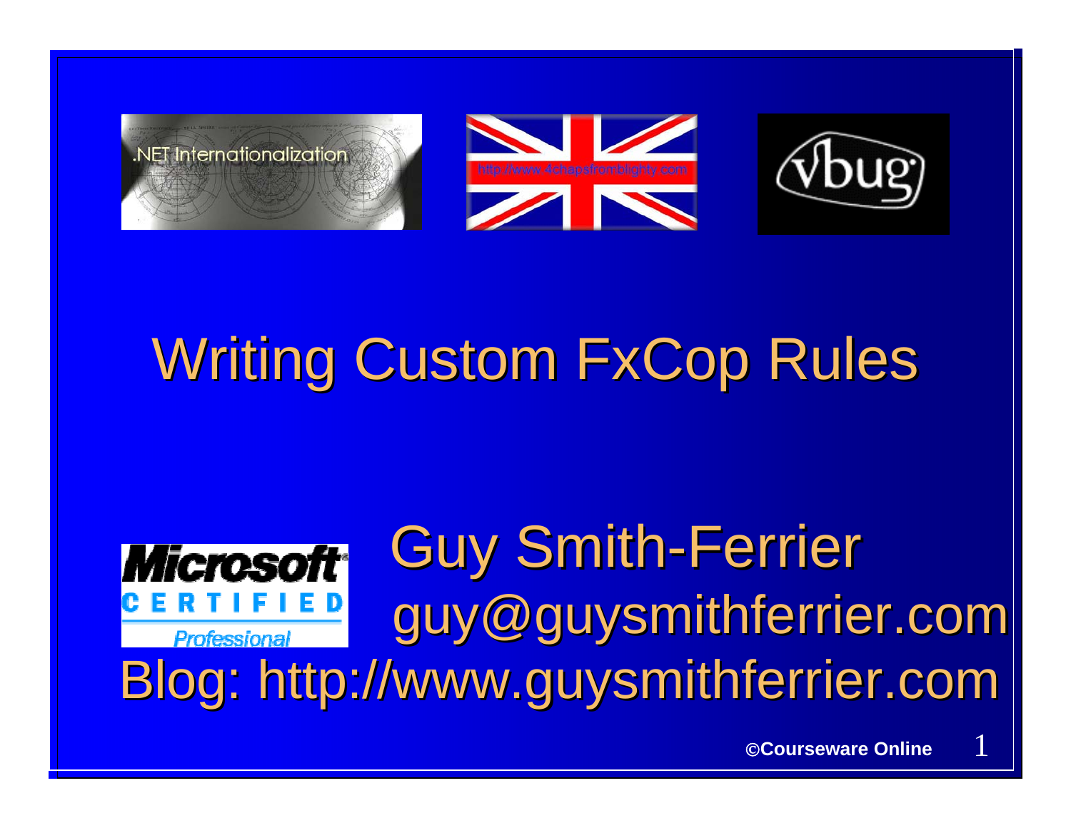# Writing Custom FxCop Rules

Guy Smith-Ferrier
guy@guysmithferrier.com
Blog: http://www.guysmithferrier.com

©Courseware Online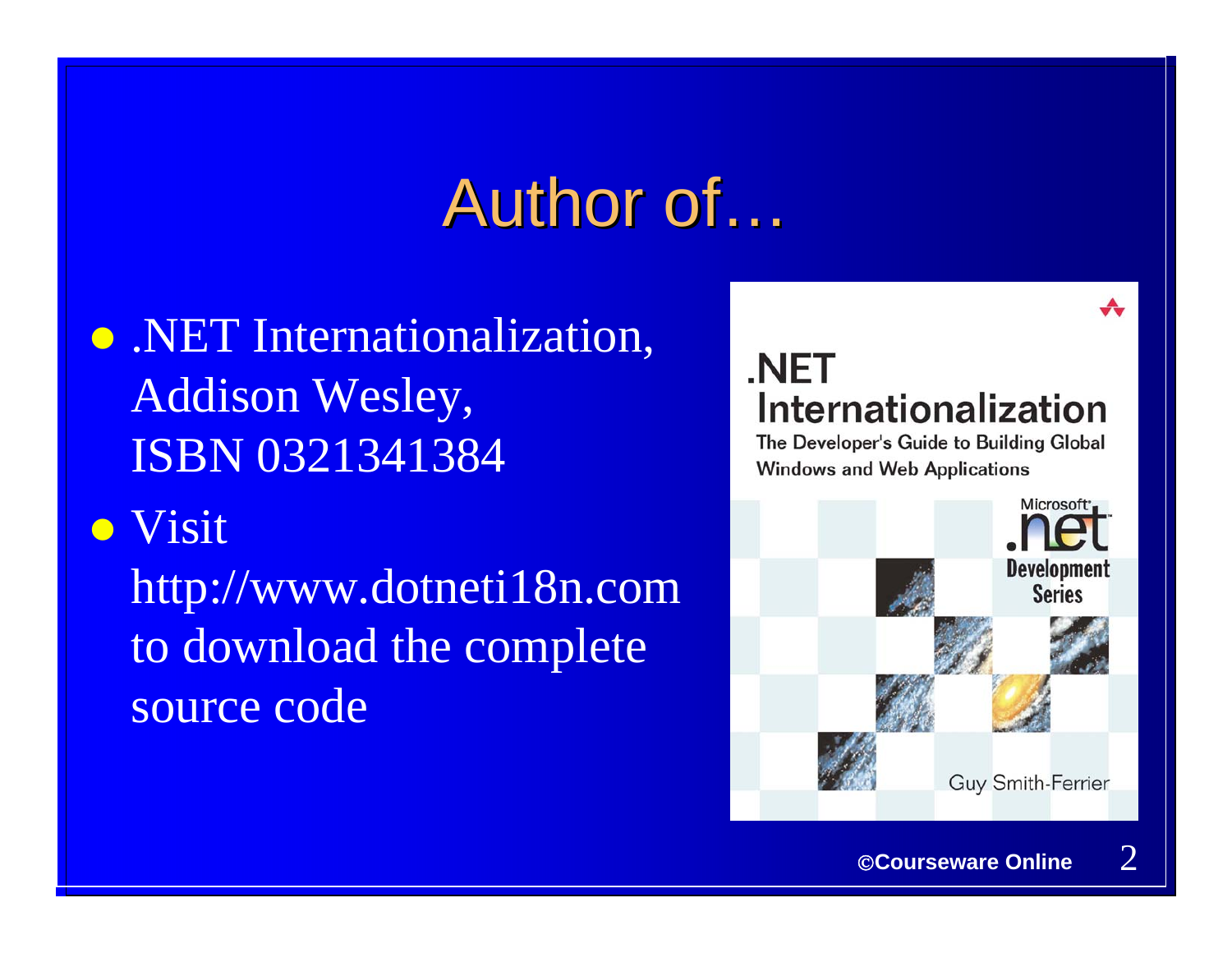# Author of…

- .NET Internationalization, Addison Wesley, ISBN 0321341384
- Visit http://www.dotneti18n.com to download the complete source code

©Courseware Online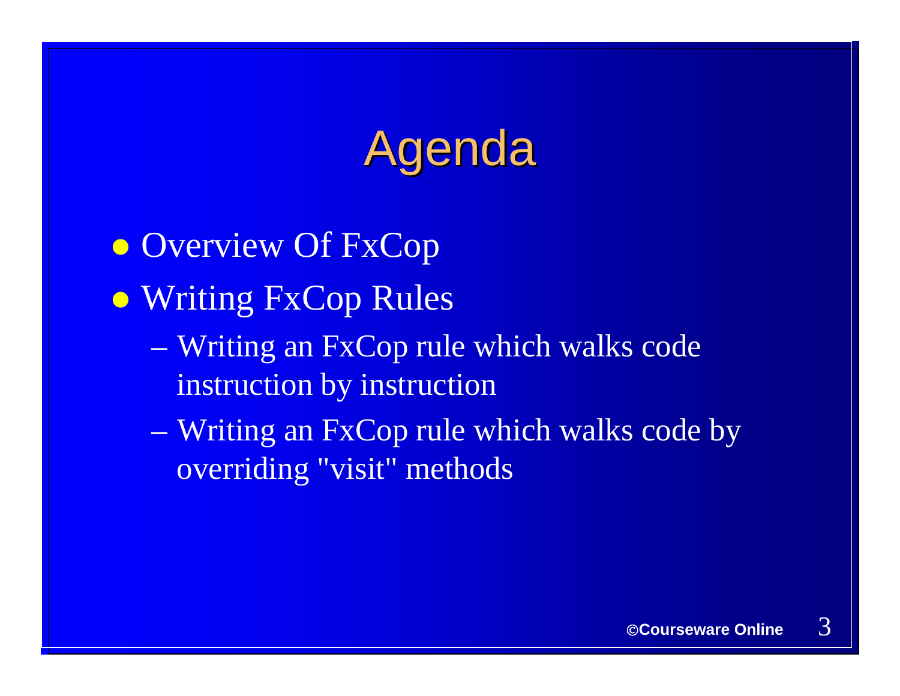# Agenda

- Overview Of FxCop
- Writing FxCop Rules
  - Writing an FxCop rule which walks code instruction by instruction
  - Writing an FxCop rule which walks code by overriding "visit" methods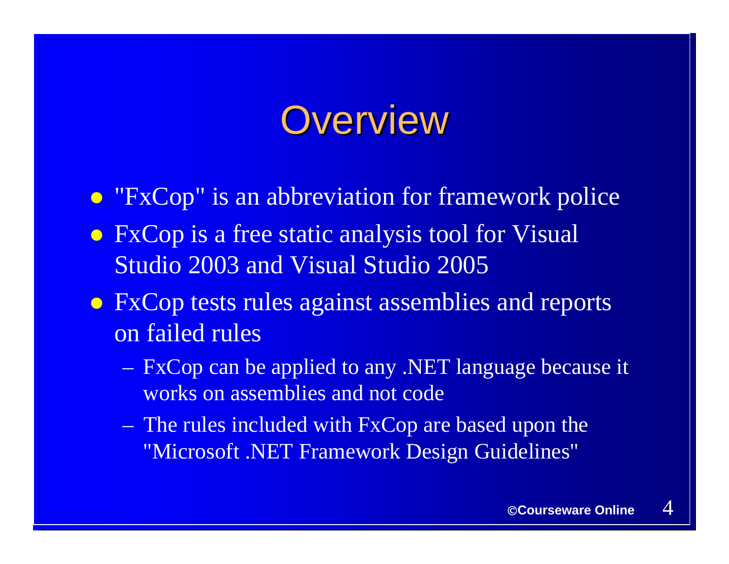# Overview

- "FxCop" is an abbreviation for framework police
- FxCop is a free static analysis tool for Visual Studio 2003 and Visual Studio 2005
- FxCop tests rules against assemblies and reports on failed rules
  - FxCop can be applied to any .NET language because it works on assemblies and not code
  - The rules included with FxCop are based upon the "Microsoft .NET Framework Design Guidelines"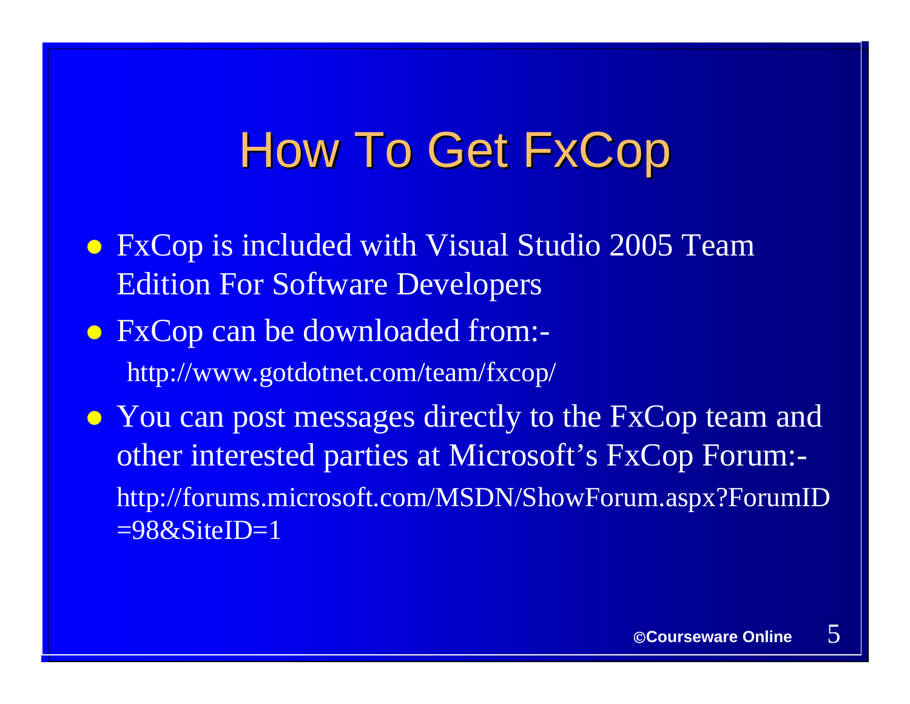# How To Get FxCop

- FxCop is included with Visual Studio 2005 Team Edition For Software Developers
- FxCop can be downloaded from:-
  http://www.gotdotnet.com/team/fxcop/
- You can post messages directly to the FxCop team and other interested parties at Microsoft's FxCop Forum:-
  http://forums.microsoft.com/MSDN/ShowForum.aspx?ForumID=98&SiteID=1

**©Courseware Online**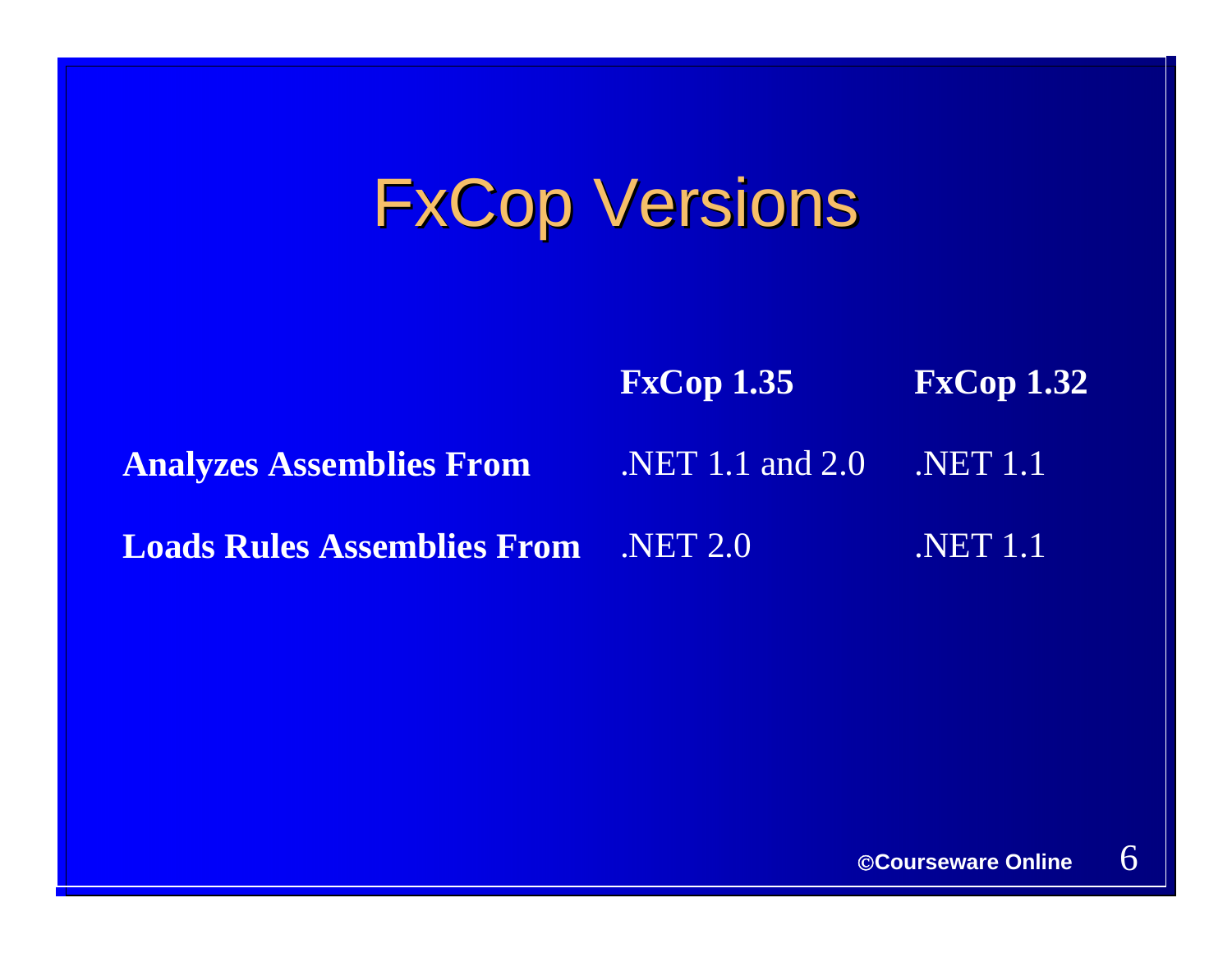# FxCop Versions

| | FxCop 1.35 | FxCop 1.32 |
|---|---|---|
| **Analyzes Assemblies From** | .NET 1.1 and 2.0 | .NET 1.1 |
| **Loads Rules Assemblies From** | .NET 2.0 | .NET 1.1 |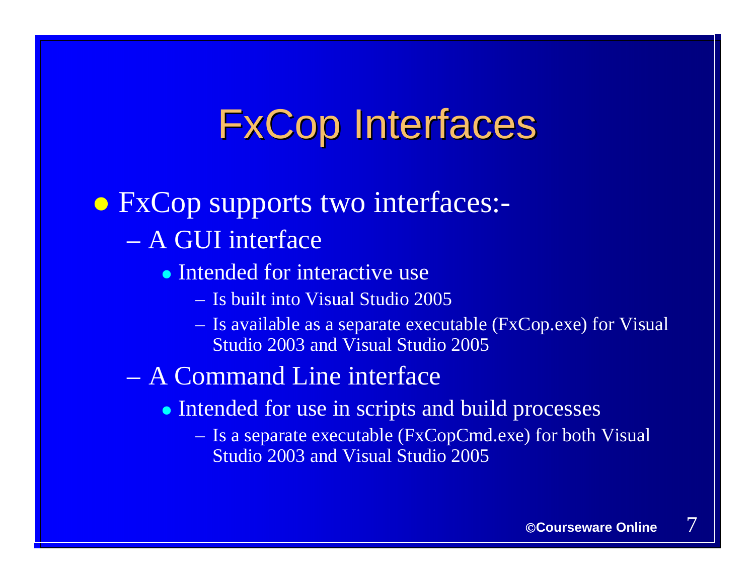# FxCop Interfaces

- FxCop supports two interfaces:-
  - A GUI interface
    - Intended for interactive use
      - Is built into Visual Studio 2005
      - Is available as a separate executable (FxCop.exe) for Visual Studio 2003 and Visual Studio 2005
  - A Command Line interface
    - Intended for use in scripts and build processes
      - Is a separate executable (FxCopCmd.exe) for both Visual Studio 2003 and Visual Studio 2005

©Courseware Online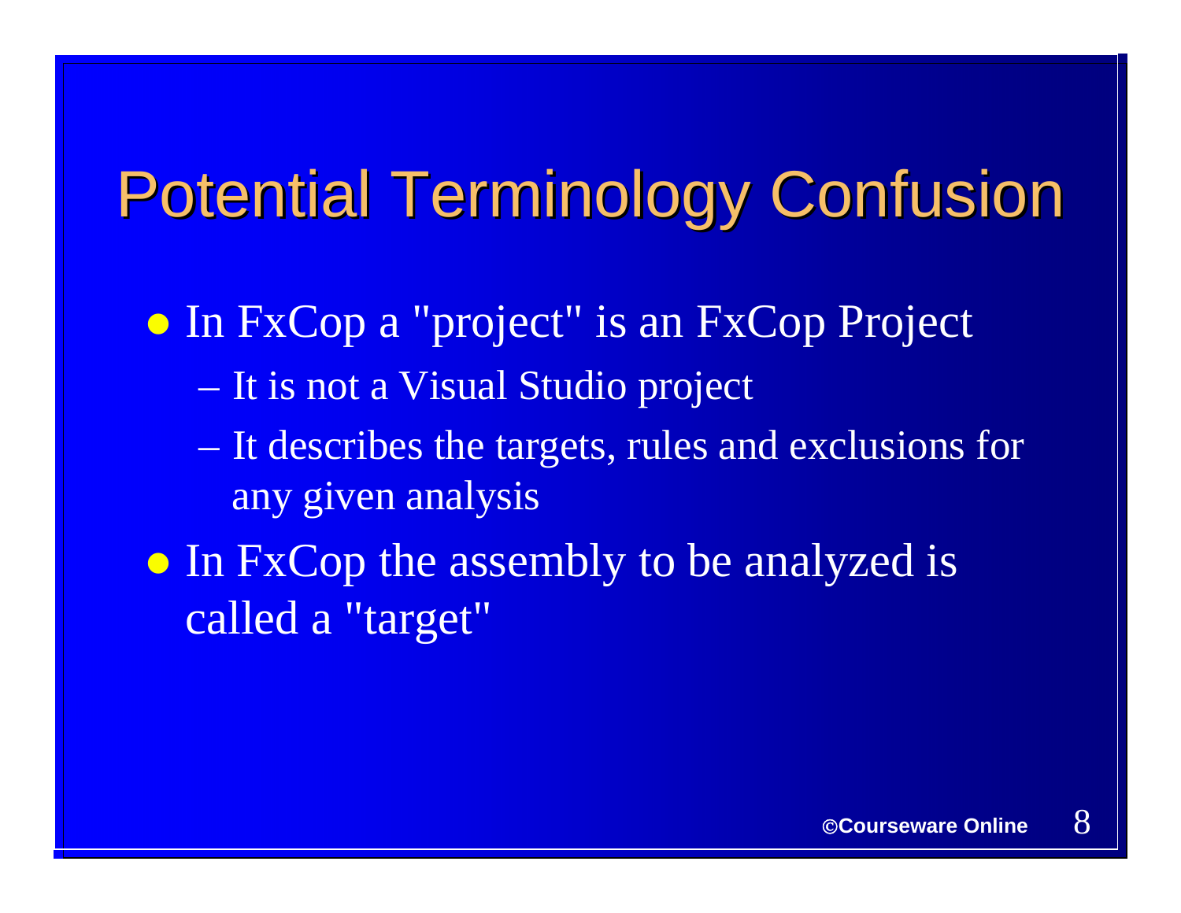# Potential Terminology Confusion

- In FxCop a "project" is an FxCop Project
  - It is not a Visual Studio project
  - It describes the targets, rules and exclusions for any given analysis
- In FxCop the assembly to be analyzed is called a "target"

©Courseware Online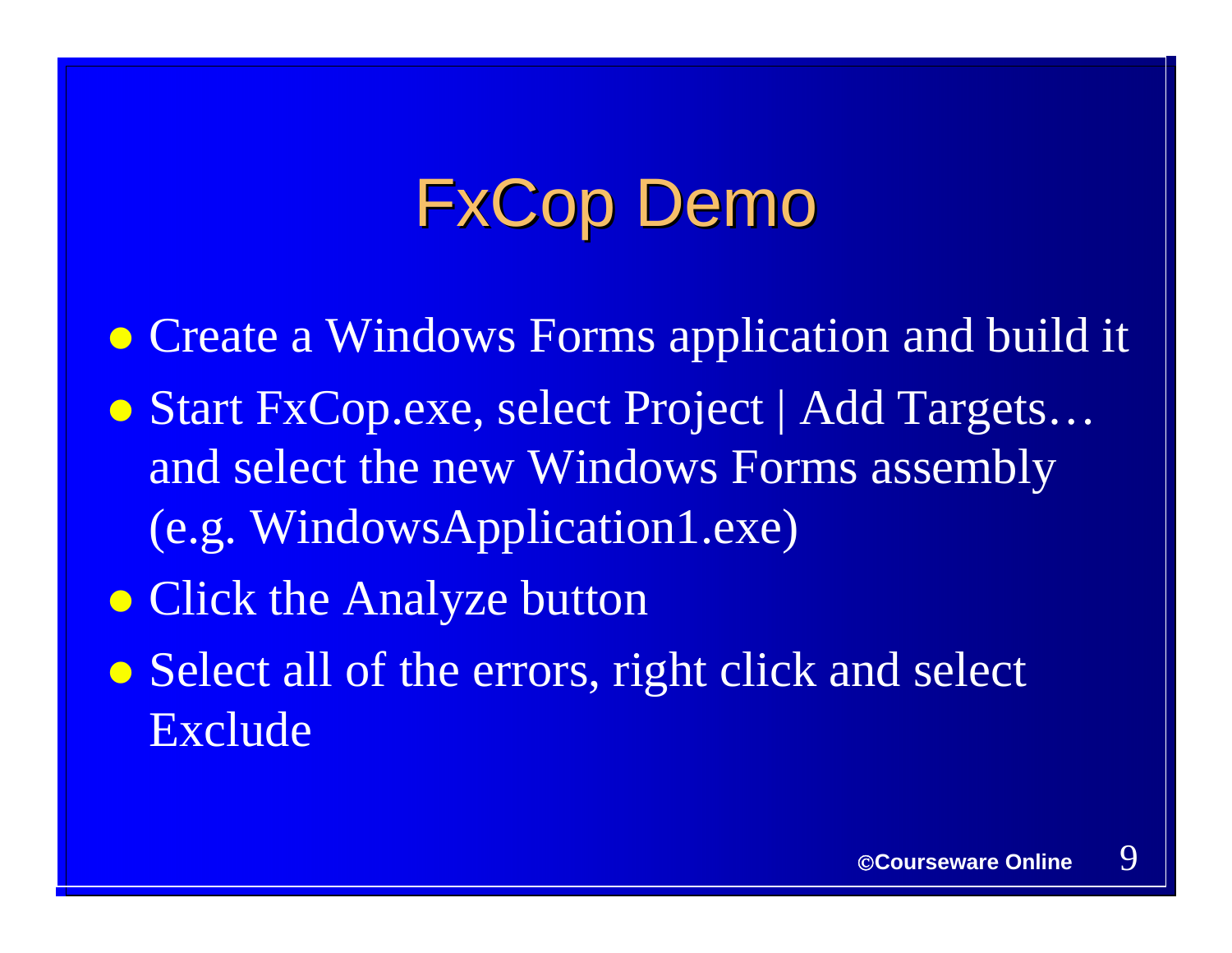# FxCop Demo

- Create a Windows Forms application and build it
- Start FxCop.exe, select Project | Add Targets… and select the new Windows Forms assembly (e.g. WindowsApplication1.exe)
- Click the Analyze button
- Select all of the errors, right click and select Exclude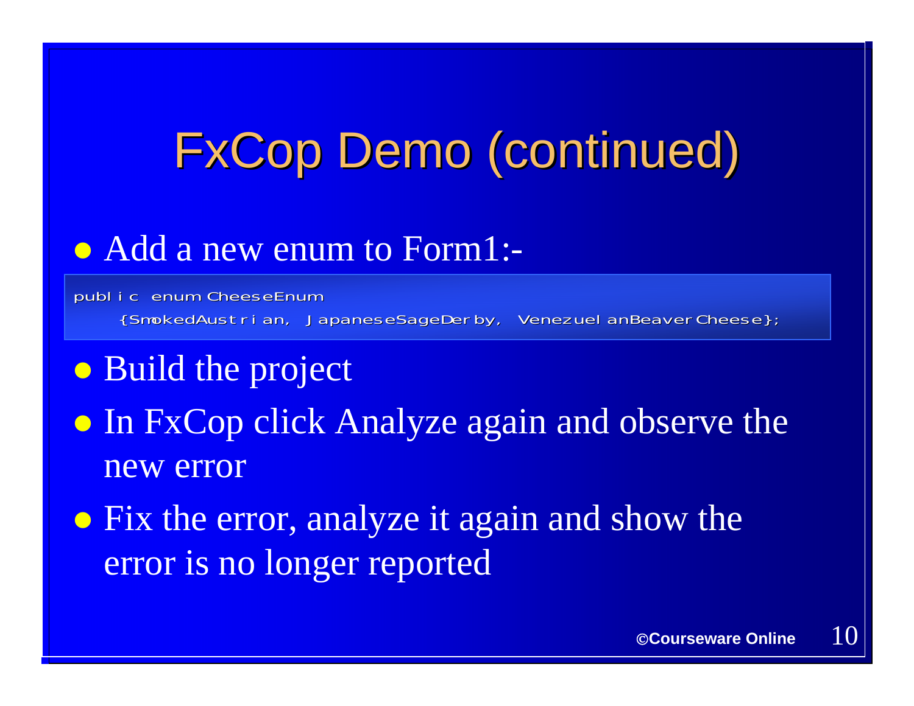# FxCop Demo (continued)

- Add a new enum to Form1:-

```
public enum CheeseEnum
    {SmokedAustrian, JapaneseSageDerby, VenezuelanBeaverCheese};
```

- Build the project
- In FxCop click Analyze again and observe the new error
- Fix the error, analyze it again and show the error is no longer reported

©Courseware Online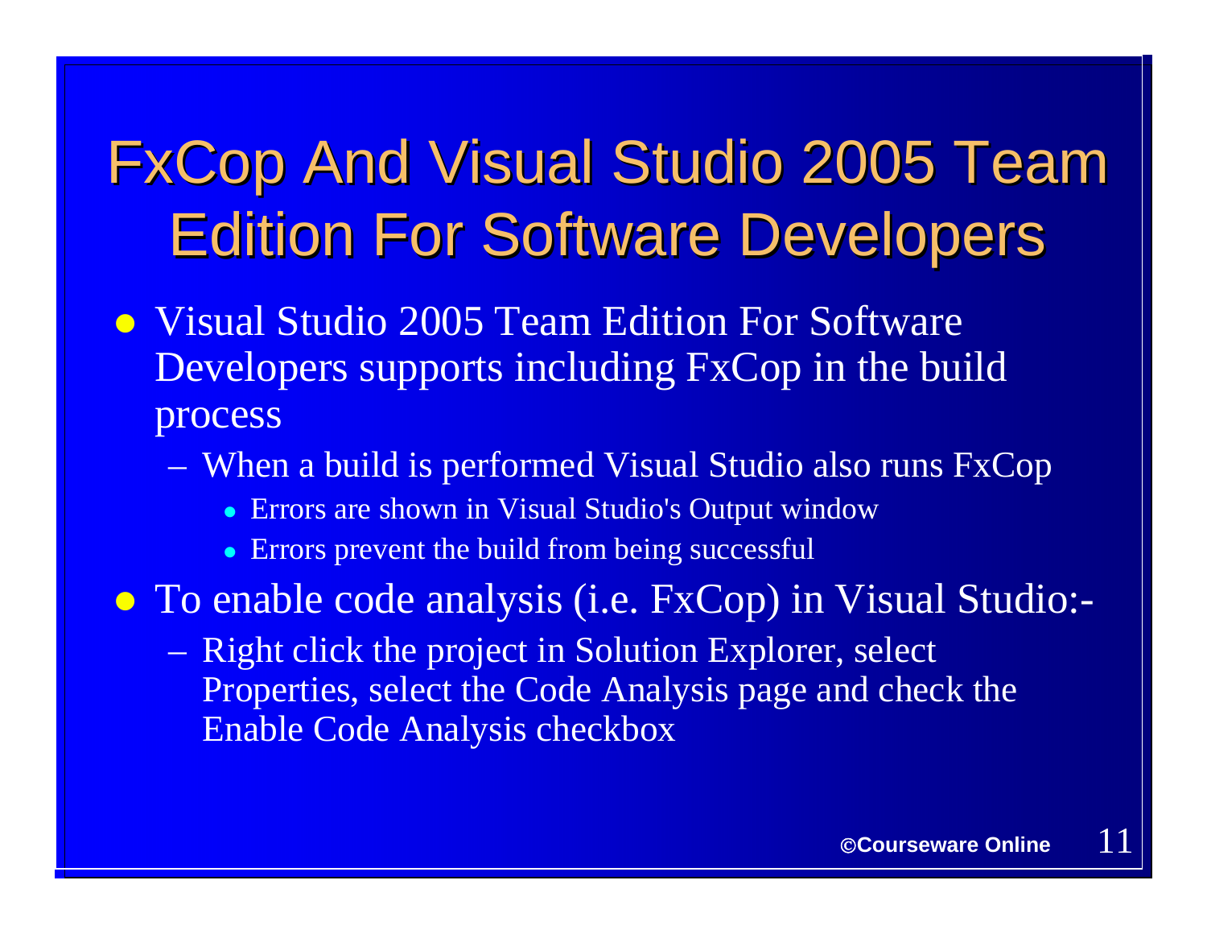# FxCop And Visual Studio 2005 Team Edition For Software Developers

- Visual Studio 2005 Team Edition For Software Developers supports including FxCop in the build process
  - When a build is performed Visual Studio also runs FxCop
    - Errors are shown in Visual Studio's Output window
    - Errors prevent the build from being successful
- To enable code analysis (i.e. FxCop) in Visual Studio:-
  - Right click the project in Solution Explorer, select Properties, select the Code Analysis page and check the Enable Code Analysis checkbox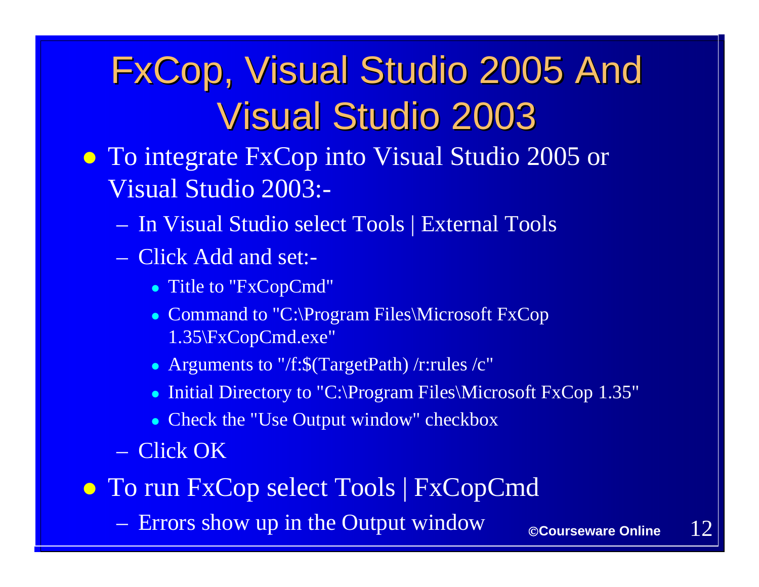# FxCop, Visual Studio 2005 And Visual Studio 2003

- To integrate FxCop into Visual Studio 2005 or Visual Studio 2003:-
  - In Visual Studio select Tools | External Tools
  - Click Add and set:-
    - Title to "FxCopCmd"
    - Command to "C:\Program Files\Microsoft FxCop 1.35\FxCopCmd.exe"
    - Arguments to "/f:$(TargetPath) /r:rules /c"
    - Initial Directory to "C:\Program Files\Microsoft FxCop 1.35"
    - Check the "Use Output window" checkbox
  - Click OK
- To run FxCop select Tools | FxCopCmd
  - Errors show up in the Output window

©Courseware Online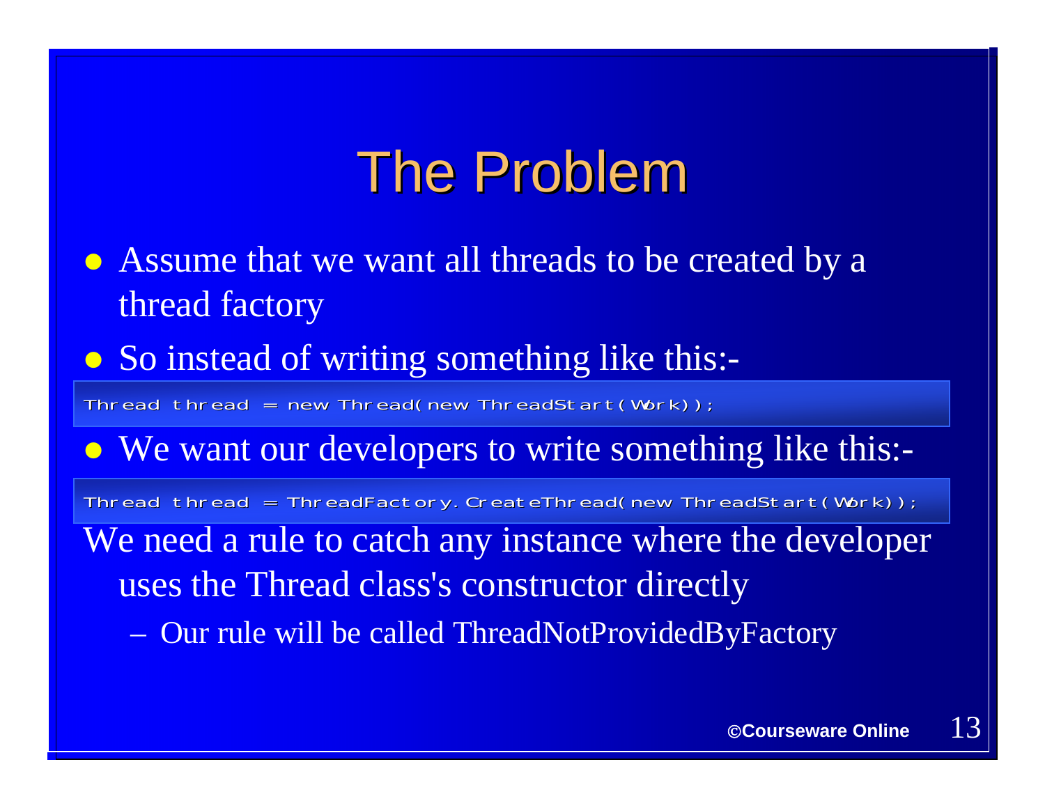# The Problem

- Assume that we want all threads to be created by a thread factory
- So instead of writing something like this:-

```
Thread thread = new Thread(new ThreadStart(Work));
```

- We want our developers to write something like this:-

```
Thread thread = ThreadFactory.CreateThread(new ThreadStart(Work));
```

We need a rule to catch any instance where the developer uses the Thread class's constructor directly

- Our rule will be called ThreadNotProvidedByFactory

©Courseware Online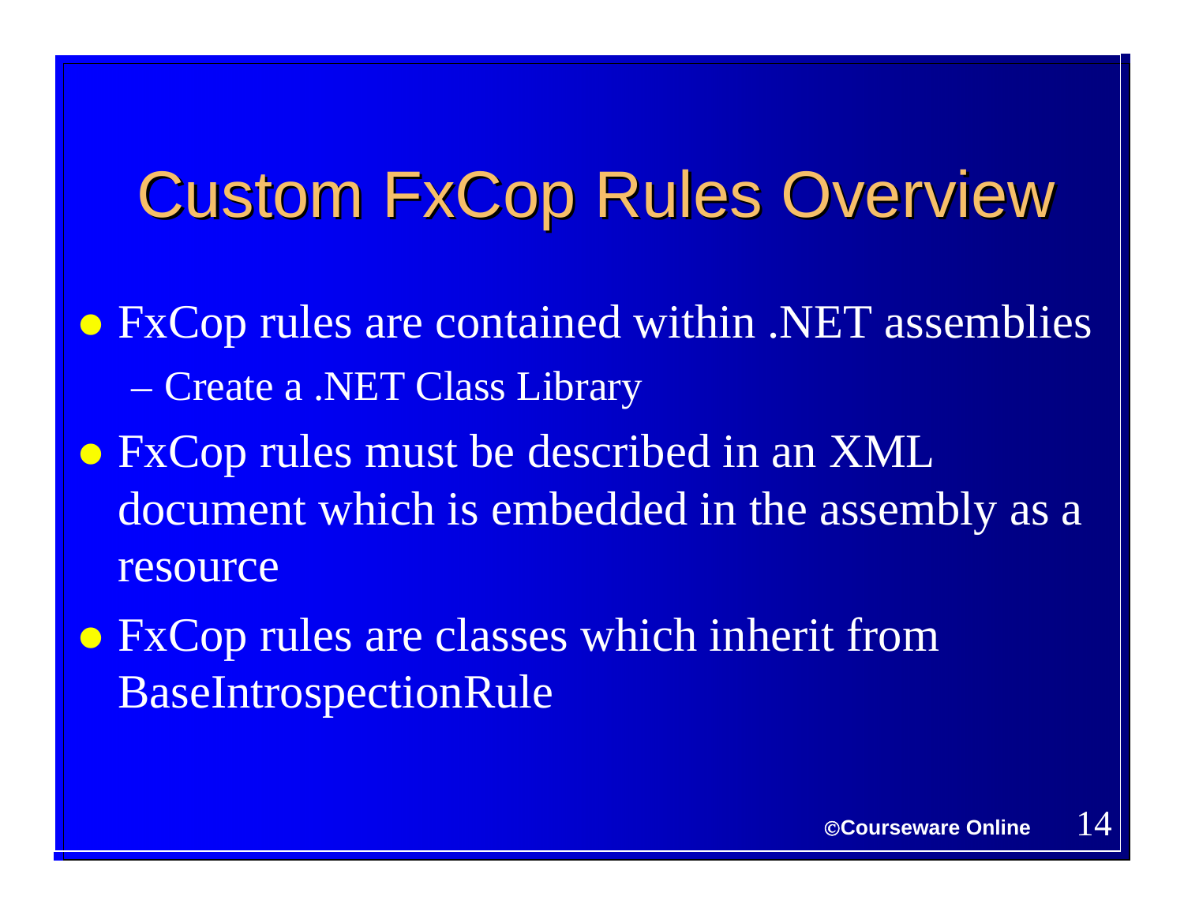# Custom FxCop Rules Overview

- FxCop rules are contained within .NET assemblies
  - Create a .NET Class Library
- FxCop rules must be described in an XML document which is embedded in the assembly as a resource
- FxCop rules are classes which inherit from BaseIntrospectionRule

©Courseware Online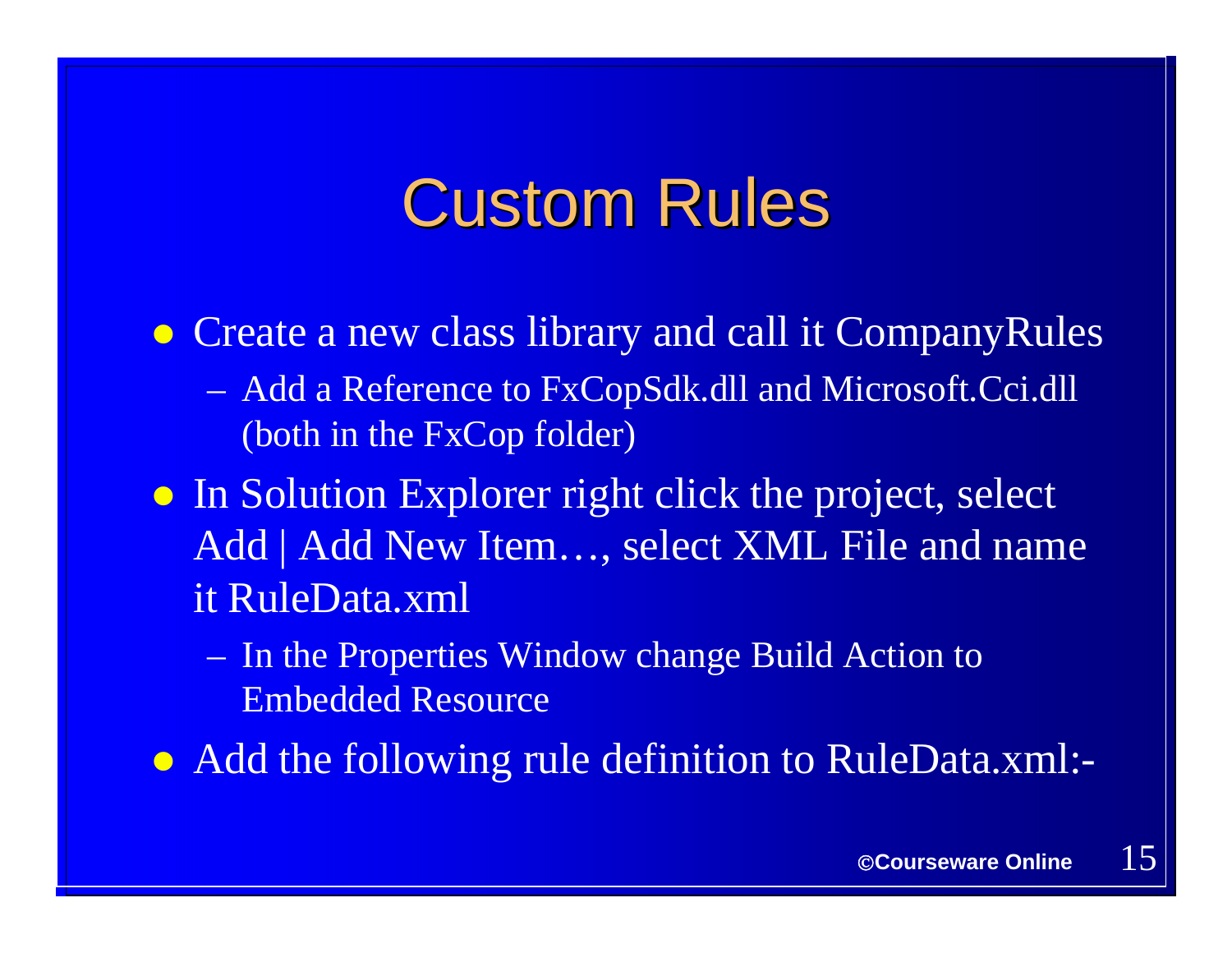# Custom Rules

- Create a new class library and call it CompanyRules
  - Add a Reference to FxCopSdk.dll and Microsoft.Cci.dll (both in the FxCop folder)
- In Solution Explorer right click the project, select Add | Add New Item…, select XML File and name it RuleData.xml
  - In the Properties Window change Build Action to Embedded Resource
- Add the following rule definition to RuleData.xml:-

©Courseware Online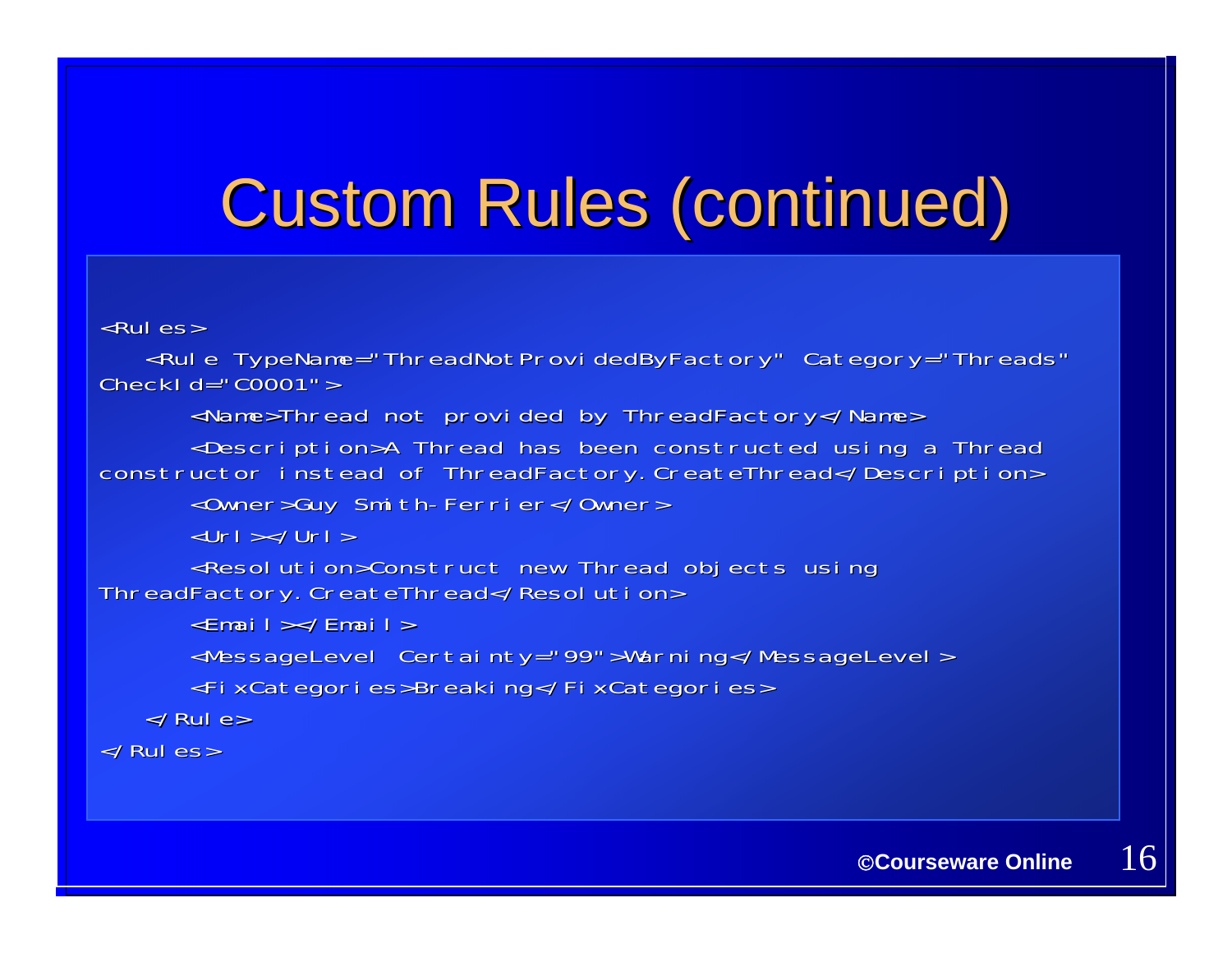# Custom Rules (continued)

```
<Rules>
   <Rule TypeName="ThreadNotProvidedByFactory" Category="Threads" 
CheckId="C0001">
      <Name>Thread not provided by ThreadFactory</Name>
      <Description>A Thread has been constructed using a Thread 
constructor instead of ThreadFactory.CreateThread</Description>
      <Owner>Guy Smith-Ferrier</Owner>
      <Url></Url>
      <Resolution>Construct new Thread objects using 
ThreadFactory.CreateThread</Resolution>
      <Email></Email>
      <MessageLevel Certainty="99">Warning</MessageLevel>
      <FixCategories>Breaking</FixCategories>
   </Rule>
</Rules>
```

©Courseware Online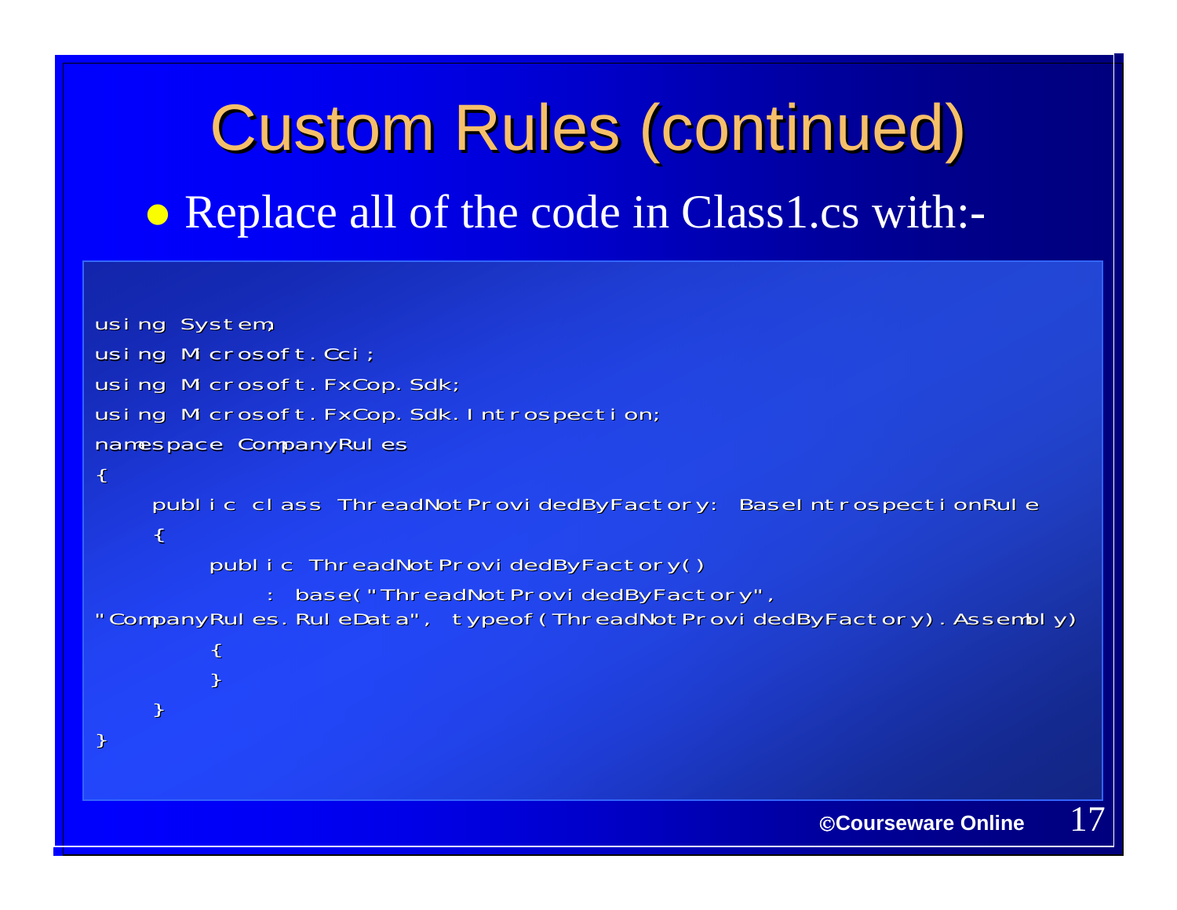# Custom Rules (continued)

- Replace all of the code in Class1.cs with:-

```
using System;
using Microsoft.Cci;
using Microsoft.FxCop.Sdk;
using Microsoft.FxCop.Sdk.Introspection;
namespace CompanyRules
{
    public class ThreadNotProvidedByFactory: BaseIntrospectionRule
    {
        public ThreadNotProvidedByFactory()
            : base("ThreadNotProvidedByFactory",
"CompanyRules.RuleData", typeof(ThreadNotProvidedByFactory).Assembly)
        {
        }
    }
}
```

©Courseware Online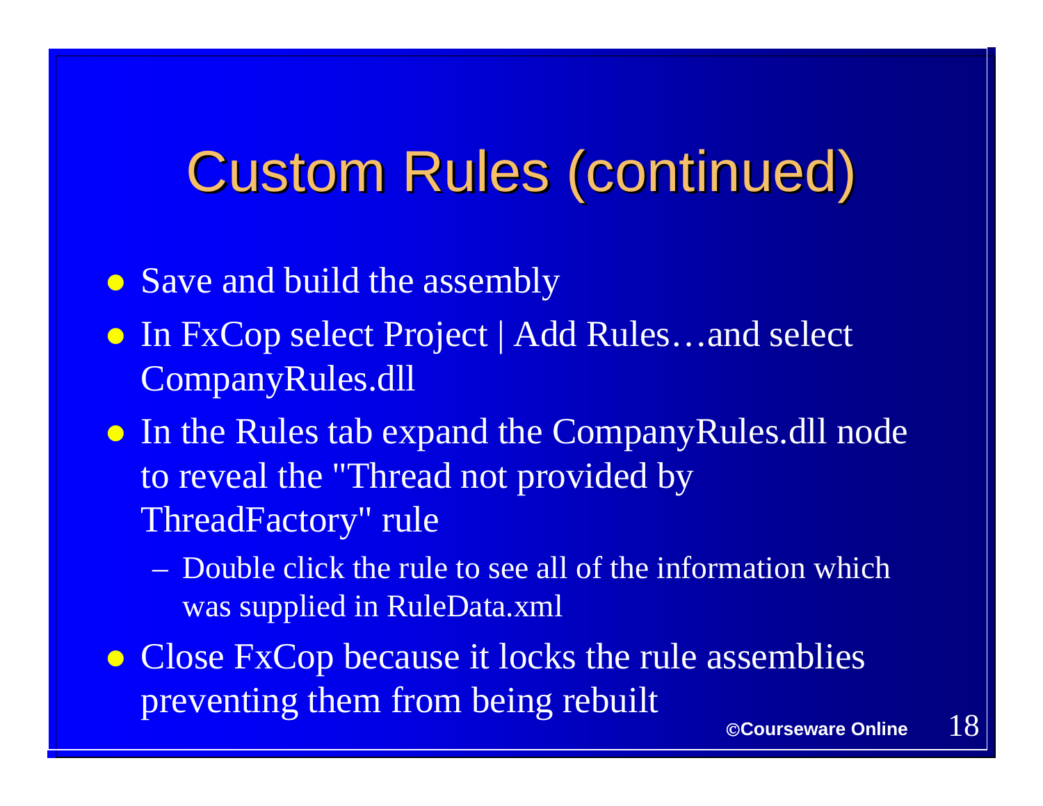# Custom Rules (continued)

- Save and build the assembly
- In FxCop select Project | Add Rules…and select CompanyRules.dll
- In the Rules tab expand the CompanyRules.dll node to reveal the "Thread not provided by ThreadFactory" rule
  - Double click the rule to see all of the information which was supplied in RuleData.xml
- Close FxCop because it locks the rule assemblies preventing them from being rebuilt

©Courseware Online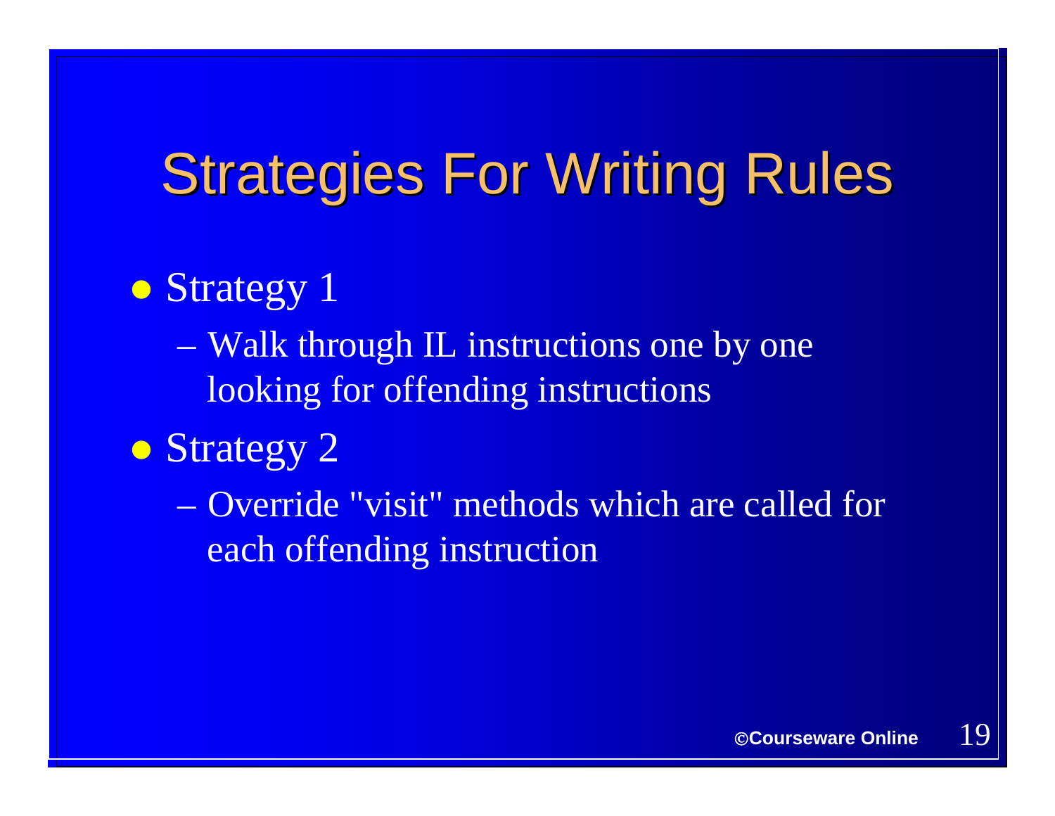# Strategies For Writing Rules

- Strategy 1
  - Walk through IL instructions one by one looking for offending instructions
- Strategy 2
  - Override "visit" methods which are called for each offending instruction

©Courseware Online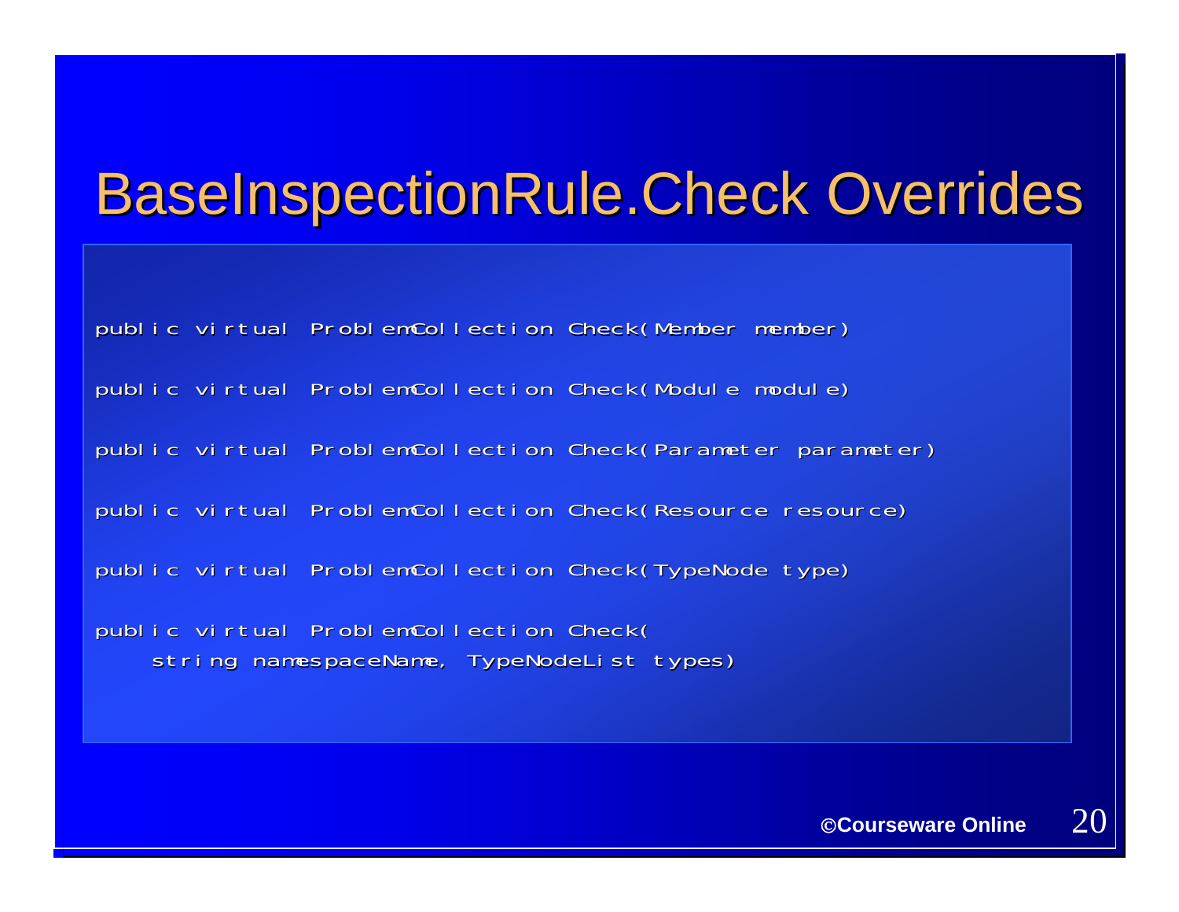# BaseInspectionRule.Check Overrides

```
public virtual ProblemCollection Check(Member member)

public virtual ProblemCollection Check(Module module)

public virtual ProblemCollection Check(Parameter parameter)

public virtual ProblemCollection Check(Resource resource)

public virtual ProblemCollection Check(TypeNode type)

public virtual ProblemCollection Check(
    string namespaceName, TypeNodeList types)
```

©Courseware Online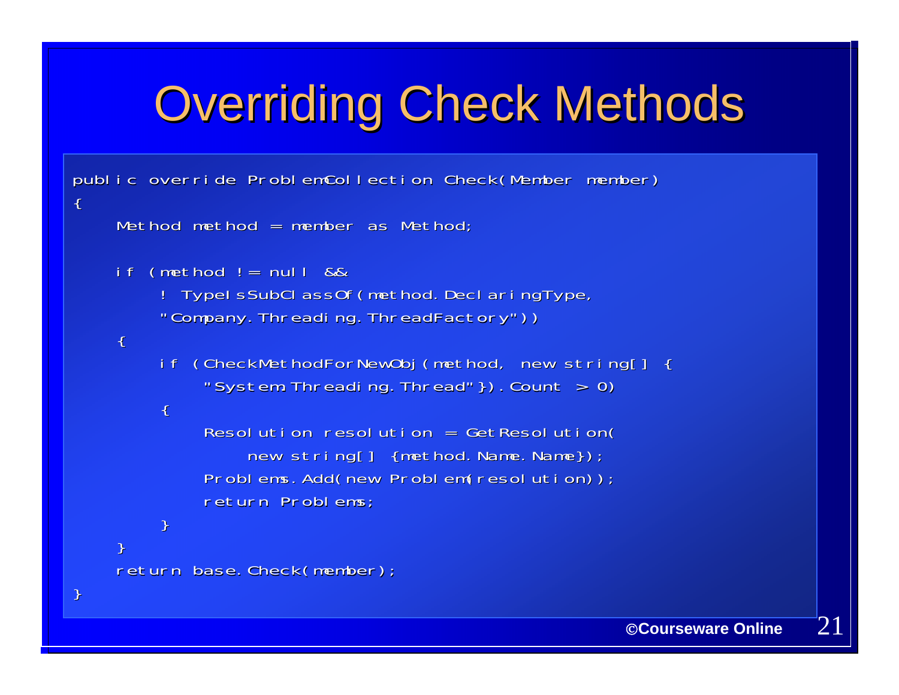# Overriding Check Methods

```
public override ProblemCollection Check(Member member)
{
    Method method = member as Method;

    if (method != null &&
        ! TypeIsSubClassOf(method.DeclaringType,
        "Company.Threading.ThreadFactory"))
    {
        if (CheckMethodForNewObj(method, new string[] {
            "System.Threading.Thread"}).Count > 0)
        {
            Resolution resolution = GetResolution(
                new string[] {method.Name.Name});
            Problems.Add(new Problem(resolution));
            return Problems;
        }
    }
    return base.Check(member);
}
```

©Courseware Online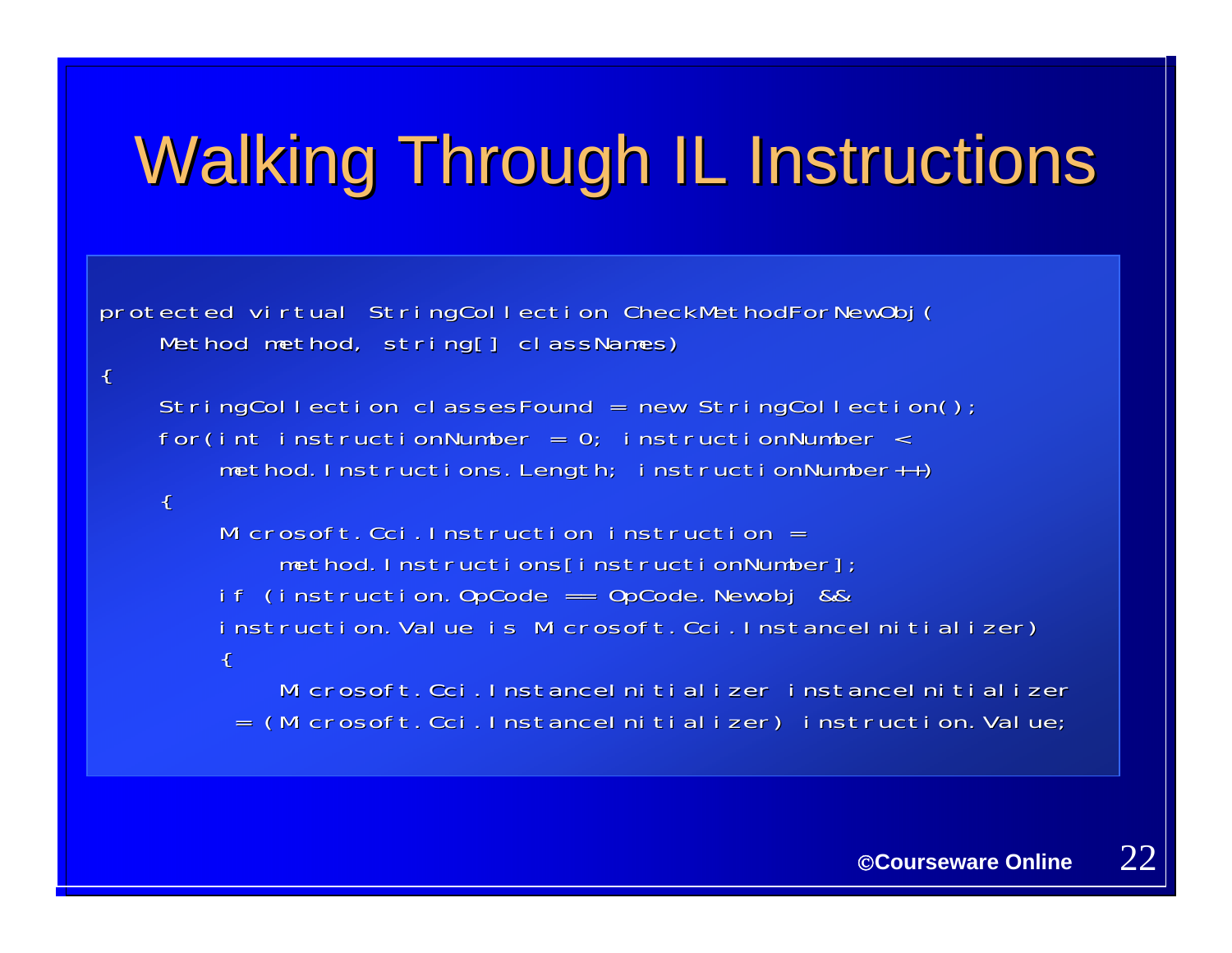# Walking Through IL Instructions

```
protected virtual StringCollection CheckMethodForNewObj(
    Method method, string[] classNames)
{
    StringCollection classesFound = new StringCollection();
    for(int instructionNumber = 0; instructionNumber <
        method.Instructions.Length; instructionNumber++)
    {
        Microsoft.Cci.Instruction instruction =
            method.Instructions[instructionNumber];
        if (instruction.OpCode == OpCode.Newobj &&
        instruction.Value is Microsoft.Cci.InstanceInitializer)
        {
            Microsoft.Cci.InstanceInitializer instanceInitializer
         = (Microsoft.Cci.InstanceInitializer) instruction.Value;
```

©Courseware Online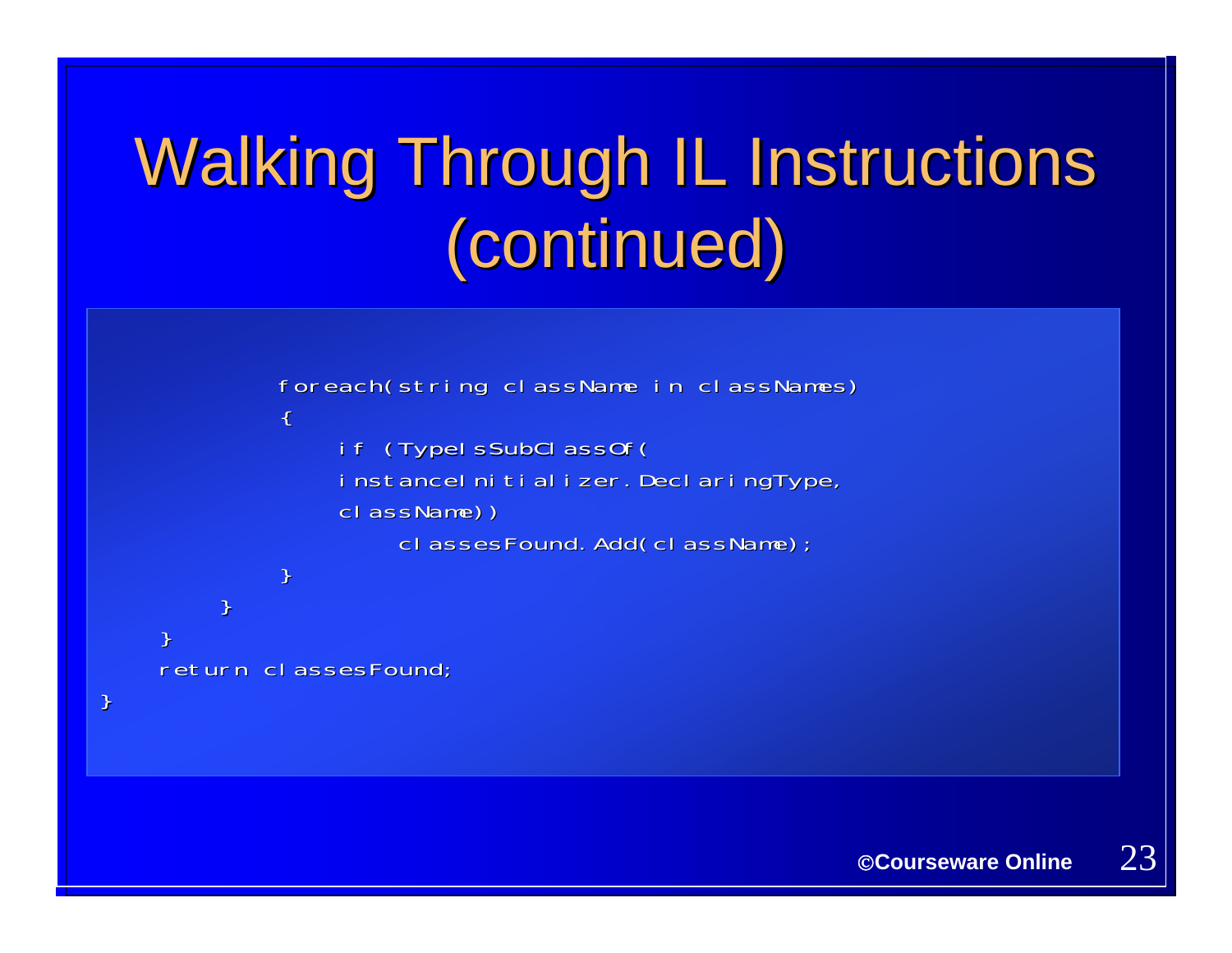# Walking Through IL Instructions (continued)

```
            foreach(string className in classNames)
            {
                if (TypeIsSubClassOf(
                instanceInitializer.DeclaringType,
                className))
                    classesFound.Add(className);
            }
        }
    }
    return classesFound;
}
```

©Courseware Online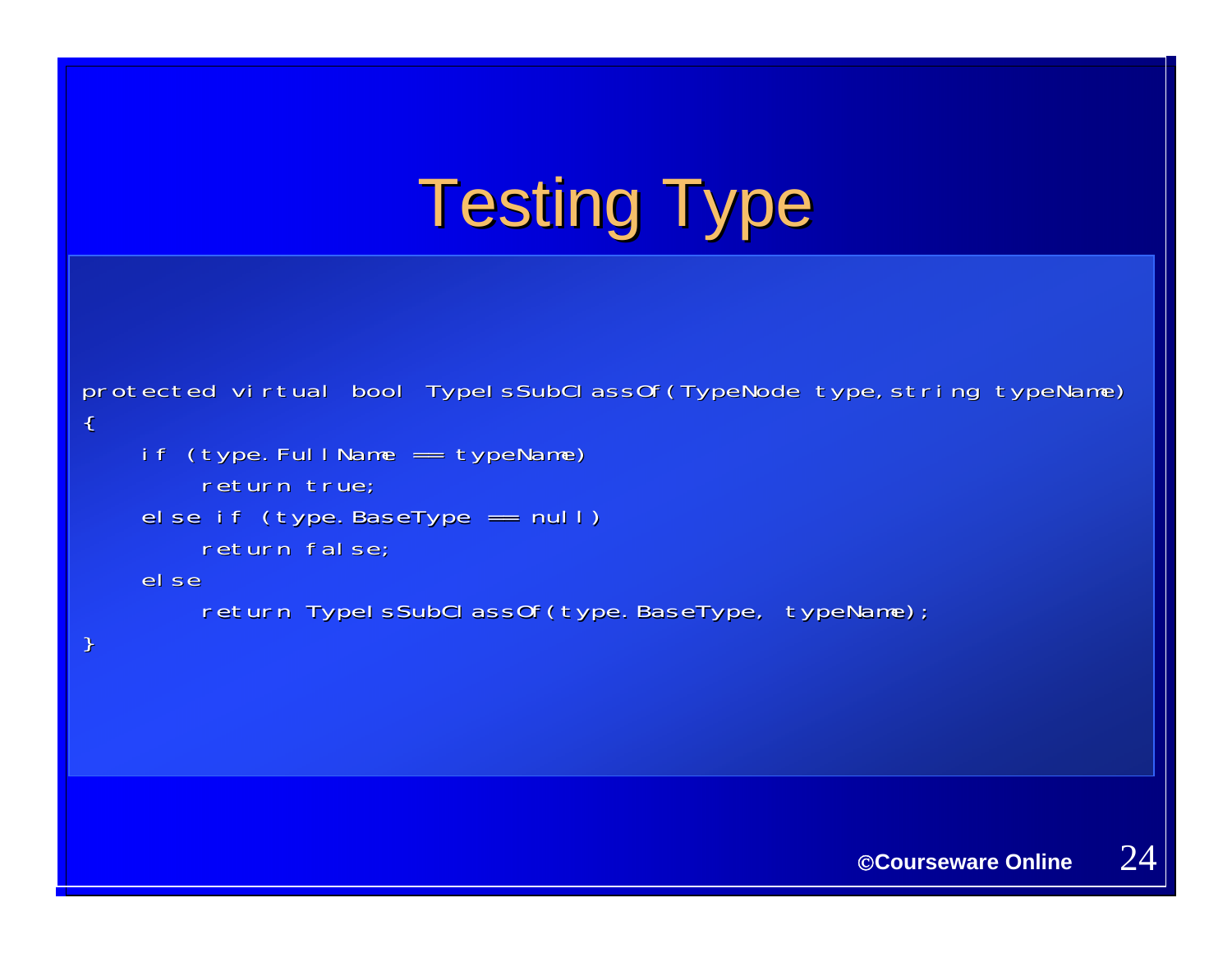# Testing Type

```
protected virtual  bool  TypeIsSubClassOf(TypeNode type,string typeName)
{
    if (type.FullName == typeName)
        return true;
    else if (type.BaseType == null)
        return false;
    else
        return TypeIsSubClassOf(type.BaseType, typeName);
}
```

©Courseware Online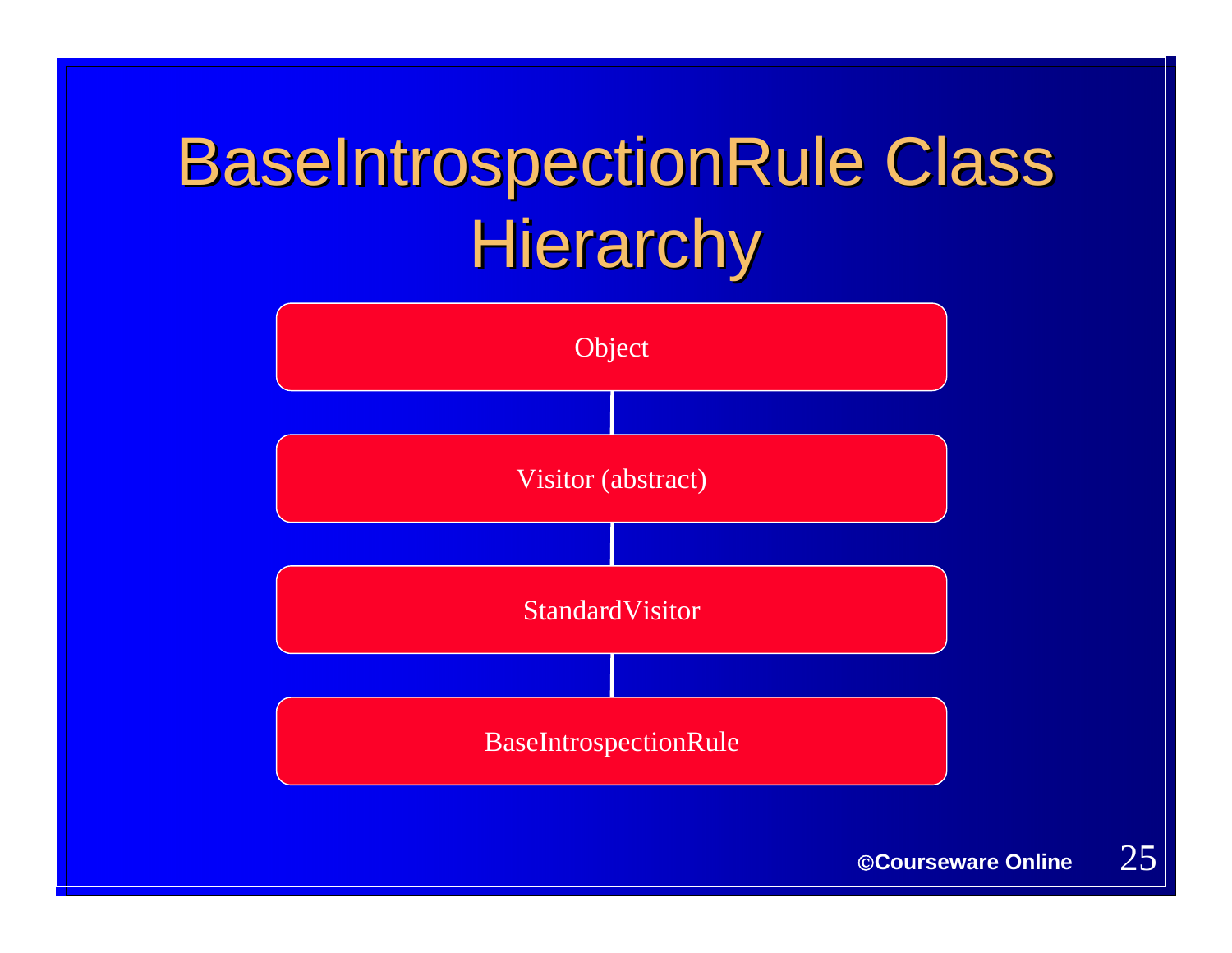# BaseIntrospectionRule Class Hierarchy

- Object
  - Visitor (abstract)
    - StandardVisitor
      - BaseIntrospectionRule

©Courseware Online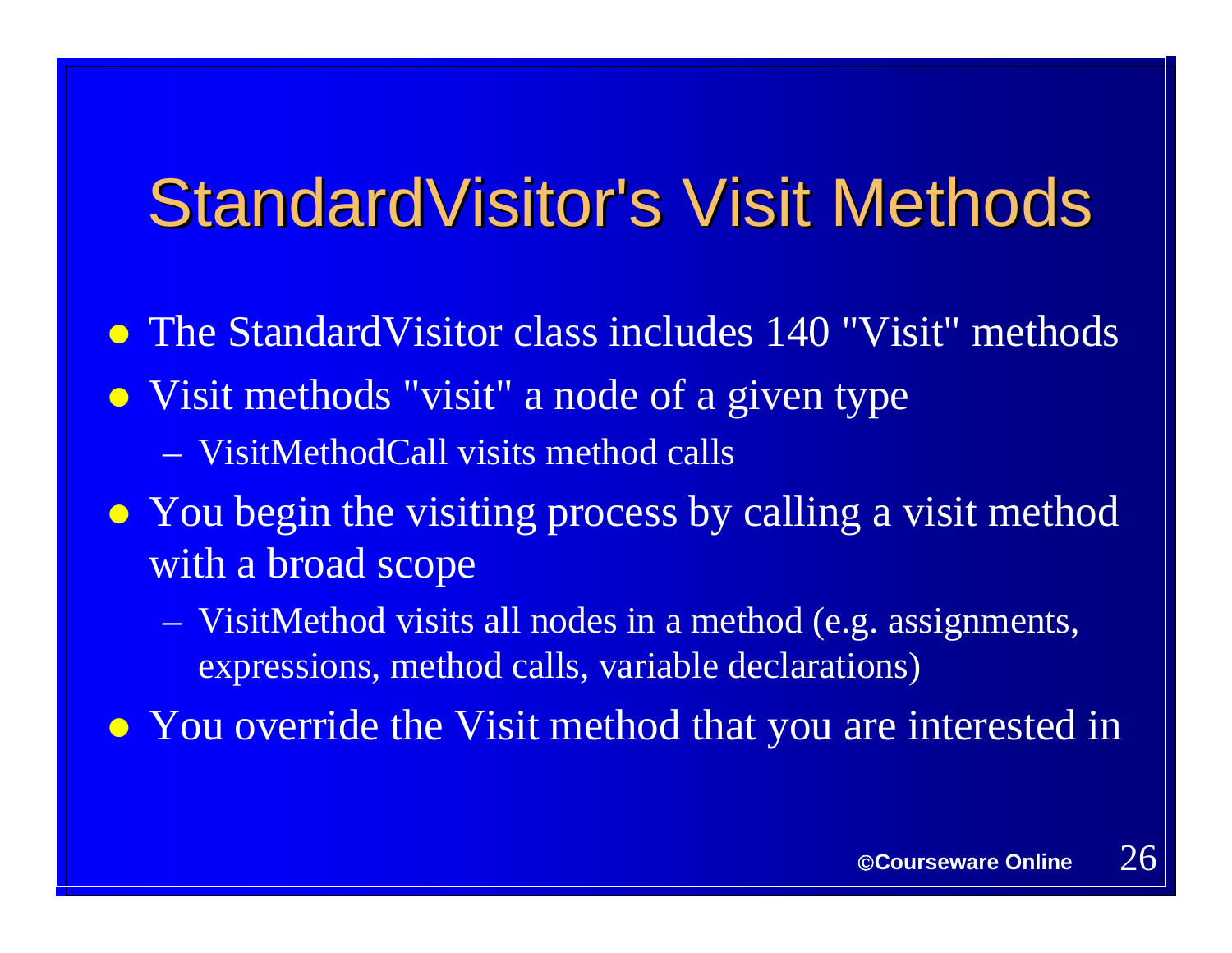# StandardVisitor's Visit Methods

- The StandardVisitor class includes 140 "Visit" methods
- Visit methods "visit" a node of a given type
  - VisitMethodCall visits method calls
- You begin the visiting process by calling a visit method with a broad scope
  - VisitMethod visits all nodes in a method (e.g. assignments, expressions, method calls, variable declarations)
- You override the Visit method that you are interested in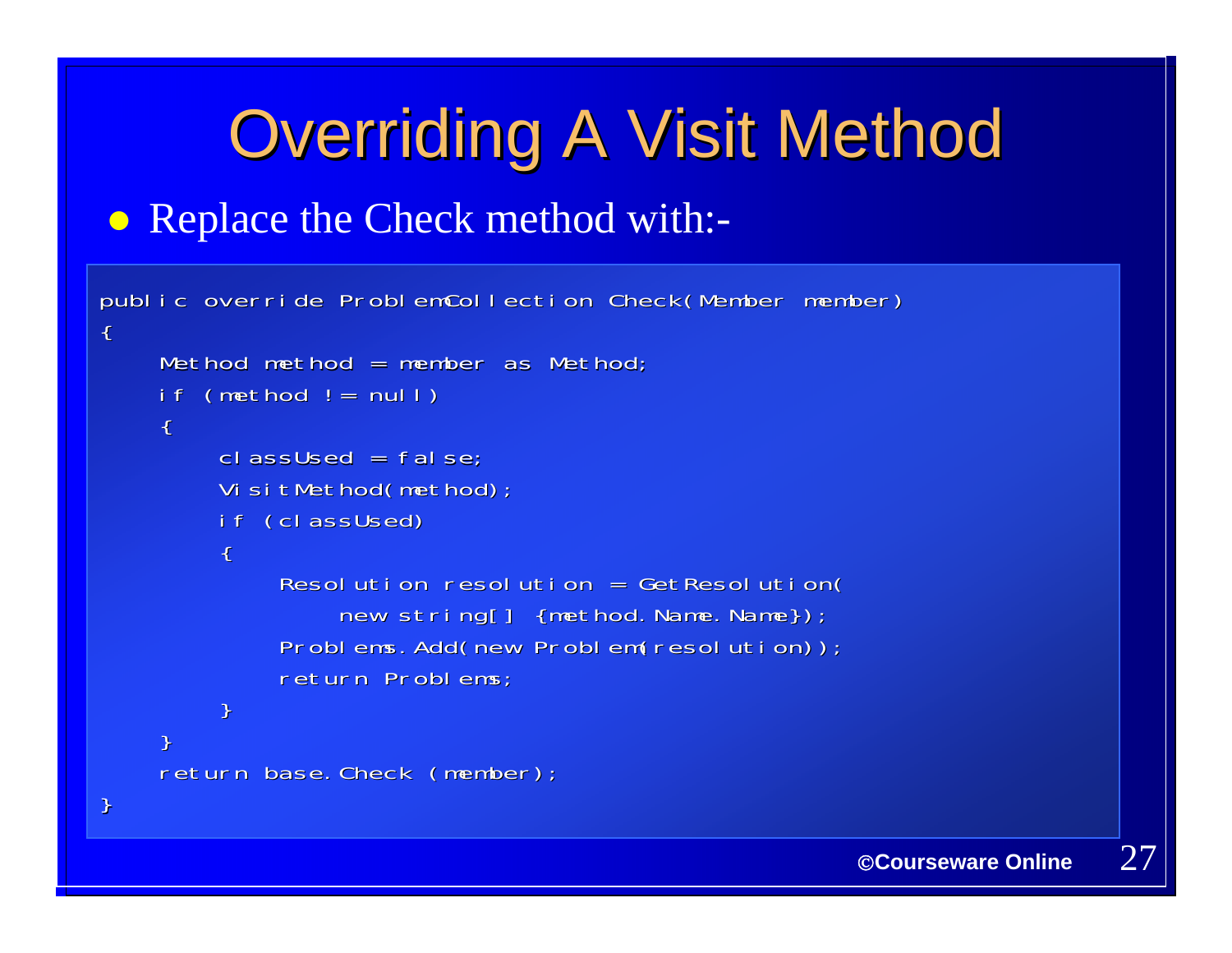# Overriding A Visit Method

- Replace the Check method with:-

```
public override ProblemCollection Check(Member member)
{
    Method method = member as Method;
    if (method != null)
    {
        classUsed = false;
        VisitMethod(method);
        if (classUsed)
        {
            Resolution resolution = GetResolution(
                new string[] {method.Name.Name});
            Problems.Add(new Problem(resolution));
            return Problems;
        }
    }
    return base.Check (member);
}
```

©Courseware Online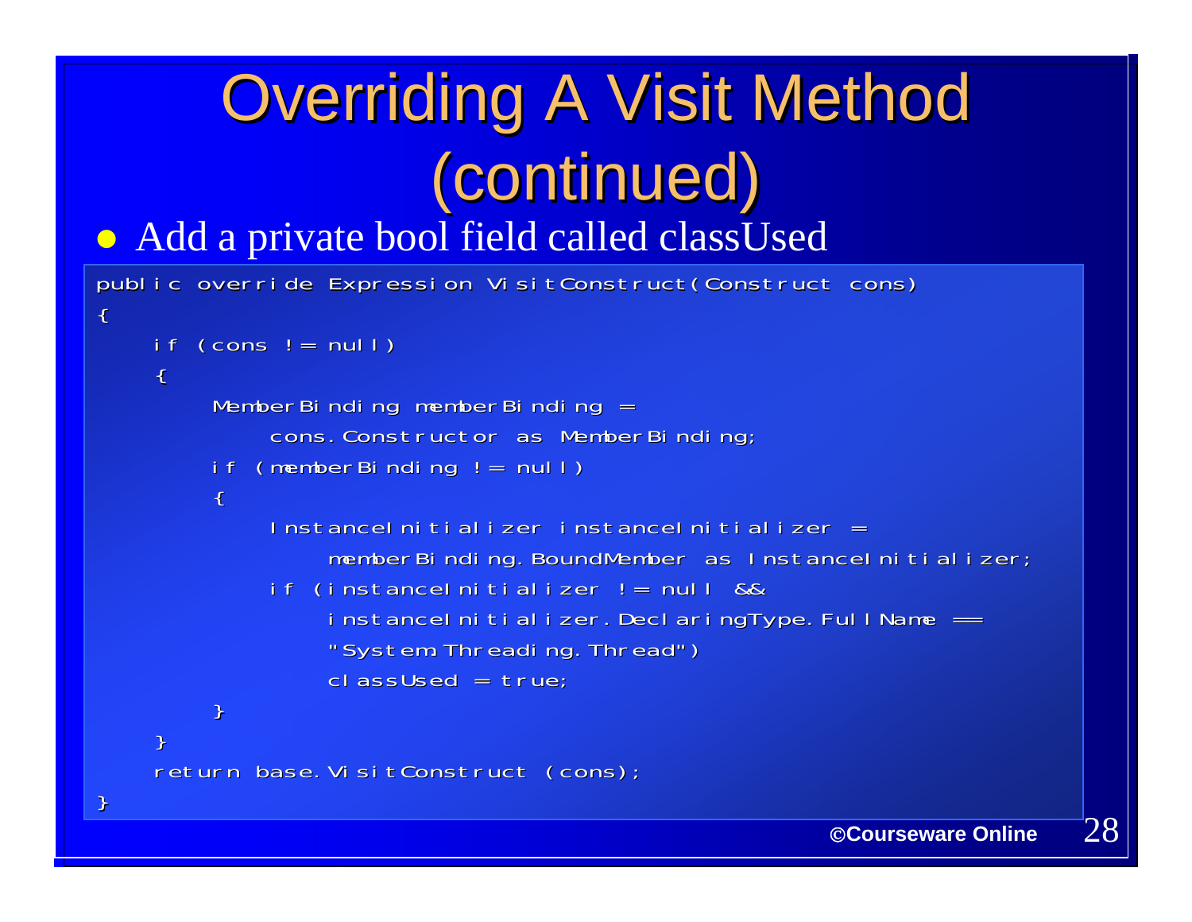# Overriding A Visit Method (continued)

- Add a private bool field called classUsed

```
public override Expression VisitConstruct(Construct cons)
{
    if (cons != null)
    {
        MemberBinding memberBinding =
            cons.Constructor as MemberBinding;
        if (memberBinding != null)
        {
            InstanceInitializer instanceInitializer =
                memberBinding.BoundMember as InstanceInitializer;
            if (instanceInitializer != null &&
                instanceInitializer.DeclaringType.FullName ==
                "System.Threading.Thread")
                classUsed = true;
        }
    }
    return base.VisitConstruct (cons);
}
```

©Courseware Online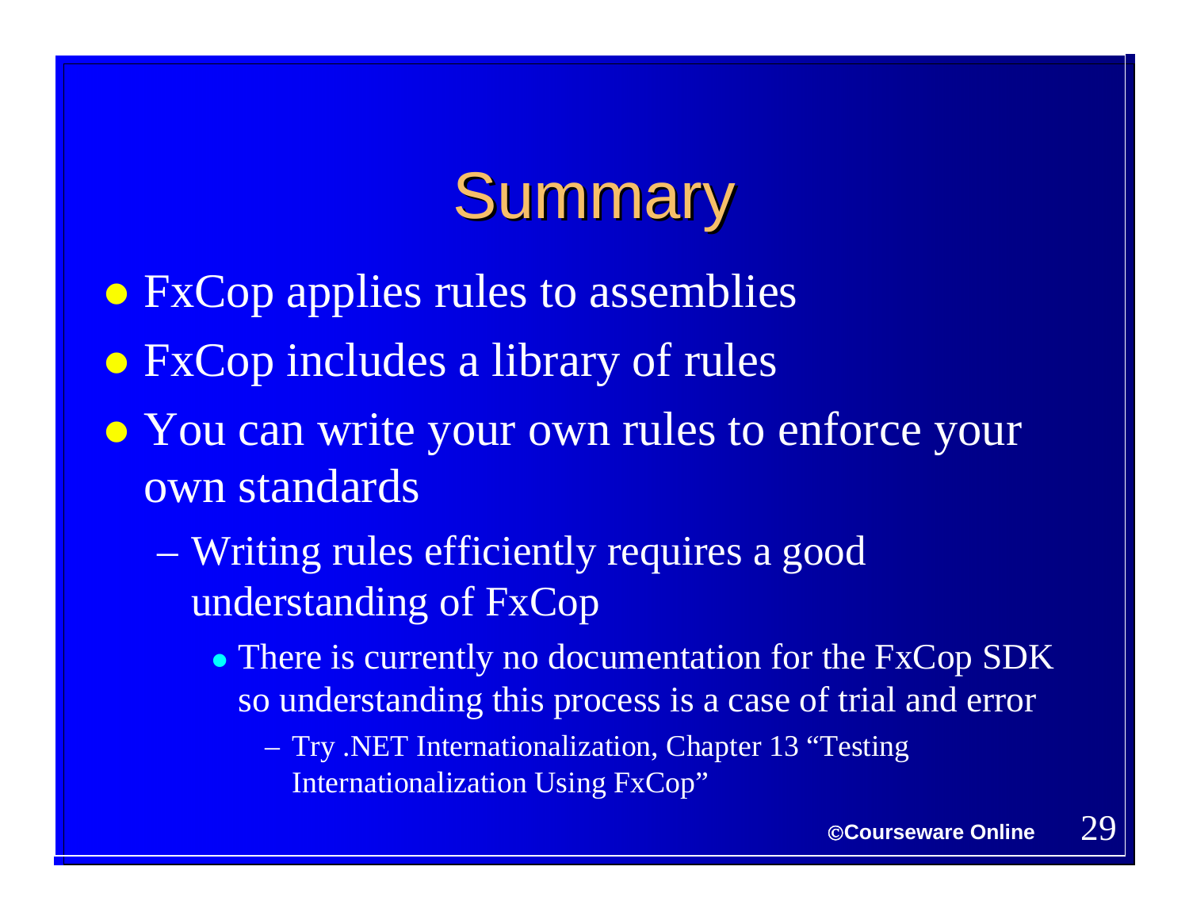# Summary

- FxCop applies rules to assemblies
- FxCop includes a library of rules
- You can write your own rules to enforce your own standards
  - Writing rules efficiently requires a good understanding of FxCop
    - There is currently no documentation for the FxCop SDK so understanding this process is a case of trial and error
      - Try .NET Internationalization, Chapter 13 “Testing Internationalization Using FxCop”

**©Courseware Online**